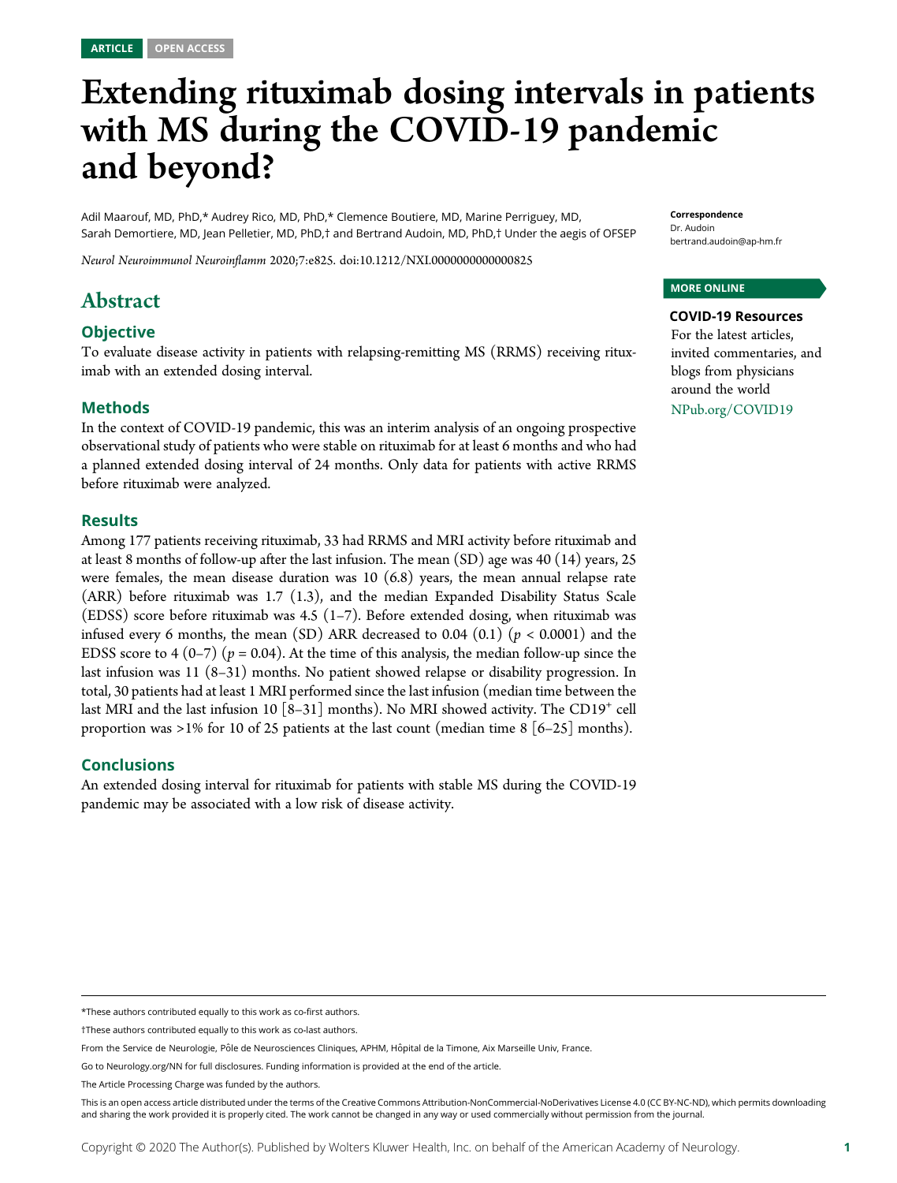ARTICLE OPEN ACCESS

# Extending rituximab dosing intervals in patients with MS during the COVID-19 pandemic and beyond?

Adil Maarouf, MD, PhD,* Audrey Rico, MD, PhD,* Clemence Boutiere, MD, Marine Perriguey, MD, Sarah Demortiere, MD, Jean Pelletier, MD, PhD,† and Bertrand Audoin, MD, PhD,† Under the aegis of OFSEP

*Neurol Neuroimmunol Neuroinflamm* 2020;7:e825. doi:10.1212/NXI.0000000000000825

**Correspondence**
Dr. Audoin
bertrand.audoin@ap-hm.fr

**MORE ONLINE**

**COVID-19 Resources**
For the latest articles, invited commentaries, and blogs from physicians around the world
NPub.org/COVID19

## Abstract

### Objective

To evaluate disease activity in patients with relapsing-remitting MS (RRMS) receiving rituximab with an extended dosing interval.

### Methods

In the context of COVID-19 pandemic, this was an interim analysis of an ongoing prospective observational study of patients who were stable on rituximab for at least 6 months and who had a planned extended dosing interval of 24 months. Only data for patients with active RRMS before rituximab were analyzed.

### Results

Among 177 patients receiving rituximab, 33 had RRMS and MRI activity before rituximab and at least 8 months of follow-up after the last infusion. The mean (SD) age was 40 (14) years, 25 were females, the mean disease duration was 10 (6.8) years, the mean annual relapse rate (ARR) before rituximab was 1.7 (1.3), and the median Expanded Disability Status Scale (EDSS) score before rituximab was 4.5 (1–7). Before extended dosing, when rituximab was infused every 6 months, the mean (SD) ARR decreased to 0.04 (0.1) ($p < 0.0001$) and the EDSS score to 4 (0–7) ($p = 0.04$). At the time of this analysis, the median follow-up since the last infusion was 11 (8–31) months. No patient showed relapse or disability progression. In total, 30 patients had at least 1 MRI performed since the last infusion (median time between the last MRI and the last infusion 10 [8–31] months). No MRI showed activity. The $CD19^+$ cell proportion was >1% for 10 of 25 patients at the last count (median time 8 [6–25] months).

### Conclusions

An extended dosing interval for rituximab for patients with stable MS during the COVID-19 pandemic may be associated with a low risk of disease activity.

---

*These authors contributed equally to this work as co-first authors.

†These authors contributed equally to this work as co-last authors.

From the Service de Neurologie, Pôle de Neurosciences Cliniques, APHM, Hôpital de la Timone, Aix Marseille Univ, France.

Go to Neurology.org/NN for full disclosures. Funding information is provided at the end of the article.

The Article Processing Charge was funded by the authors.

This is an open access article distributed under the terms of the Creative Commons Attribution-NonCommercial-NoDerivatives License 4.0 (CC BY-NC-ND), which permits downloading and sharing the work provided it is properly cited. The work cannot be changed in any way or used commercially without permission from the journal.

Copyright © 2020 The Author(s). Published by Wolters Kluwer Health, Inc. on behalf of the American Academy of Neurology.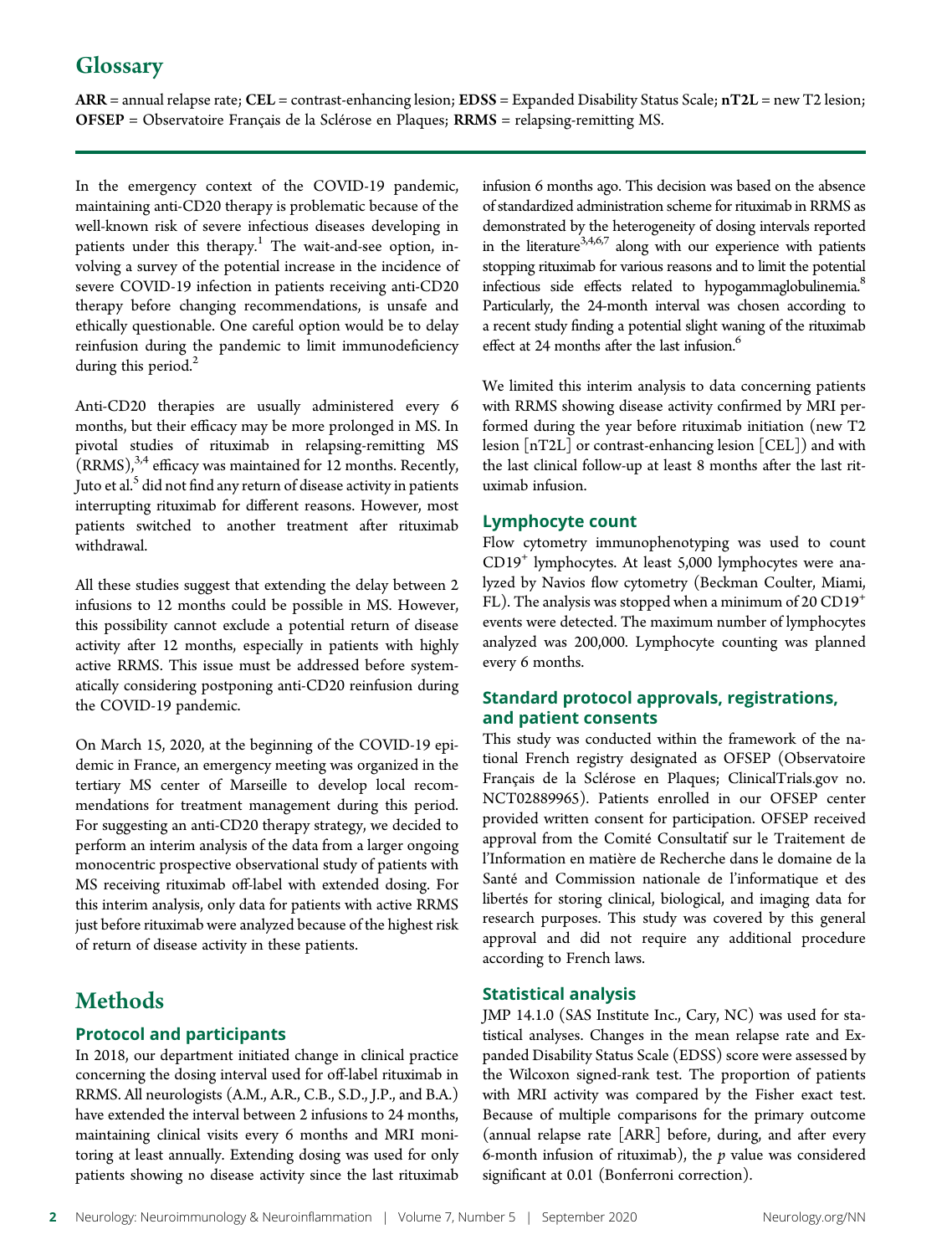## Glossary

**ARR** = annual relapse rate; **CEL** = contrast-enhancing lesion; **EDSS** = Expanded Disability Status Scale; **nT2L** = new T2 lesion; **OFSEP** = Observatoire Français de la Sclérose en Plaques; **RRMS** = relapsing-remitting MS.

In the emergency context of the COVID-19 pandemic, maintaining anti-CD20 therapy is problematic because of the well-known risk of severe infectious diseases developing in patients under this therapy.[1] The wait-and-see option, involving a survey of the potential increase in the incidence of severe COVID-19 infection in patients receiving anti-CD20 therapy before changing recommendations, is unsafe and ethically questionable. One careful option would be to delay reinfusion during the pandemic to limit immunodeficiency during this period.[2]

Anti-CD20 therapies are usually administered every 6 months, but their efficacy may be more prolonged in MS. In pivotal studies of rituximab in relapsing-remitting MS (RRMS),[3,4] efficacy was maintained for 12 months. Recently, Juto et al.[5] did not find any return of disease activity in patients interrupting rituximab for different reasons. However, most patients switched to another treatment after rituximab withdrawal.

All these studies suggest that extending the delay between 2 infusions to 12 months could be possible in MS. However, this possibility cannot exclude a potential return of disease activity after 12 months, especially in patients with highly active RRMS. This issue must be addressed before systematically considering postponing anti-CD20 reinfusion during the COVID-19 pandemic.

On March 15, 2020, at the beginning of the COVID-19 epidemic in France, an emergency meeting was organized in the tertiary MS center of Marseille to develop local recommendations for treatment management during this period. For suggesting an anti-CD20 therapy strategy, we decided to perform an interim analysis of the data from a larger ongoing monocentric prospective observational study of patients with MS receiving rituximab off-label with extended dosing. For this interim analysis, only data for patients with active RRMS just before rituximab were analyzed because of the highest risk of return of disease activity in these patients.

# Methods

## Protocol and participants

In 2018, our department initiated change in clinical practice concerning the dosing interval used for off-label rituximab in RRMS. All neurologists (A.M., A.R., C.B., S.D., J.P., and B.A.) have extended the interval between 2 infusions to 24 months, maintaining clinical visits every 6 months and MRI monitoring at least annually. Extending dosing was used for only patients showing no disease activity since the last rituximab infusion 6 months ago. This decision was based on the absence of standardized administration scheme for rituximab in RRMS as demonstrated by the heterogeneity of dosing intervals reported in the literature[3,4,6,7] along with our experience with patients stopping rituximab for various reasons and to limit the potential infectious side effects related to hypogammaglobulinemia.[8] Particularly, the 24-month interval was chosen according to a recent study finding a potential slight waning of the rituximab effect at 24 months after the last infusion.[6]

We limited this interim analysis to data concerning patients with RRMS showing disease activity confirmed by MRI performed during the year before rituximab initiation (new T2 lesion [nT2L] or contrast-enhancing lesion [CEL]) and with the last clinical follow-up at least 8 months after the last rituximab infusion.

## Lymphocyte count

Flow cytometry immunophenotyping was used to count $CD19^+$ lymphocytes. At least 5,000 lymphocytes were analyzed by Navios flow cytometry (Beckman Coulter, Miami, FL). The analysis was stopped when a minimum of 20 $CD19^+$ events were detected. The maximum number of lymphocytes analyzed was 200,000. Lymphocyte counting was planned every 6 months.

## Standard protocol approvals, registrations, and patient consents

This study was conducted within the framework of the national French registry designated as OFSEP (Observatoire Français de la Sclérose en Plaques; ClinicalTrials.gov no. NCT02889965). Patients enrolled in our OFSEP center provided written consent for participation. OFSEP received approval from the Comité Consultatif sur le Traitement de l'Information en matière de Recherche dans le domaine de la Santé and Commission nationale de l'informatique et des libertés for storing clinical, biological, and imaging data for research purposes. This study was covered by this general approval and did not require any additional procedure according to French laws.

## Statistical analysis

JMP 14.1.0 (SAS Institute Inc., Cary, NC) was used for statistical analyses. Changes in the mean relapse rate and Expanded Disability Status Scale (EDSS) score were assessed by the Wilcoxon signed-rank test. The proportion of patients with MRI activity was compared by the Fisher exact test. Because of multiple comparisons for the primary outcome (annual relapse rate [ARR] before, during, and after every 6-month infusion of rituximab), the $p$ value was considered significant at 0.01 (Bonferroni correction).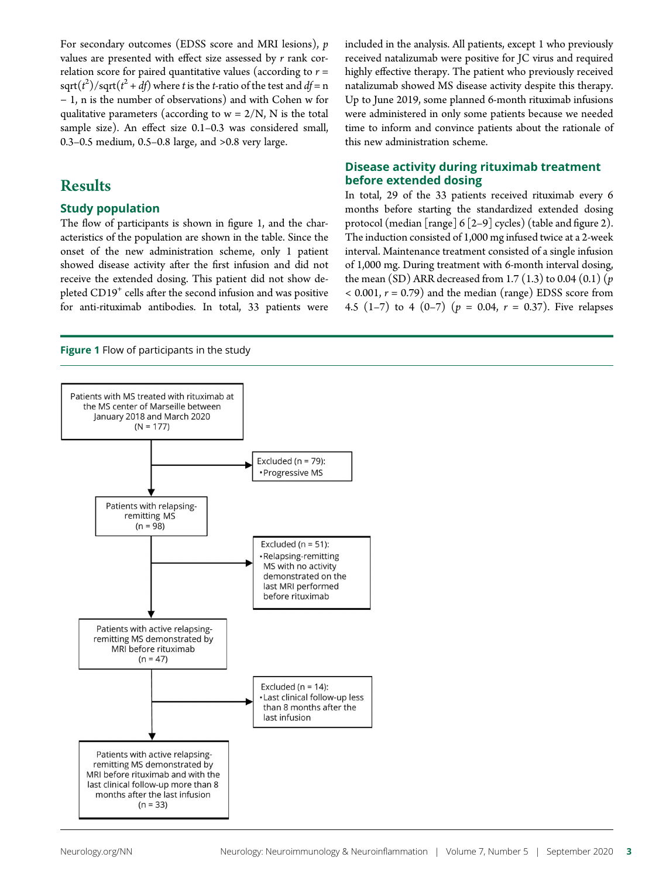For secondary outcomes (EDSS score and MRI lesions), *p* values are presented with effect size assessed by *r* rank correlation score for paired quantitative values (according to $r = \text{sqrt}(t^2)/\text{sqrt}(t^2 + df)$ where *t* is the *t*-ratio of the test and $df = n - 1$, n is the number of observations) and with Cohen w for qualitative parameters (according to $w = 2/N$, N is the total sample size). An effect size 0.1–0.3 was considered small, 0.3–0.5 medium, 0.5–0.8 large, and >0.8 very large.

# Results

## Study population

The flow of participants is shown in figure 1, and the characteristics of the population are shown in the table. Since the onset of the new administration scheme, only 1 patient showed disease activity after the first infusion and did not receive the extended dosing. This patient did not show depleted $CD19^+$ cells after the second infusion and was positive for anti-rituximab antibodies. In total, 33 patients were included in the analysis. All patients, except 1 who previously received natalizumab were positive for JC virus and required highly effective therapy. The patient who previously received natalizumab showed MS disease activity despite this therapy. Up to June 2019, some planned 6-month rituximab infusions were administered in only some patients because we needed time to inform and convince patients about the rationale of this new administration scheme.

## Disease activity during rituximab treatment before extended dosing

In total, 29 of the 33 patients received rituximab every 6 months before starting the standardized extended dosing protocol (median [range] 6 [2–9] cycles) (table and figure 2). The induction consisted of 1,000 mg infused twice at a 2-week interval. Maintenance treatment consisted of a single infusion of 1,000 mg. During treatment with 6-month interval dosing, the mean (SD) ARR decreased from 1.7 (1.3) to 0.04 (0.1) ($p < 0.001$, $r = 0.79$) and the median (range) EDSS score from 4.5 (1–7) to 4 (0–7) ($p = 0.04$, $r = 0.37$). Five relapses

**Figure 1** Flow of participants in the study

Patients with MS treated with rituximab at the MS center of Marseille between January 2018 and March 2020 (N = 177)

→ Excluded (n = 79):
- Progressive MS

Patients with relapsing-remitting MS (n = 98)

→ Excluded (n = 51):
- Relapsing-remitting MS with no activity demonstrated on the last MRI performed before rituximab

Patients with active relapsing-remitting MS demonstrated by MRI before rituximab (n = 47)

→ Excluded (n = 14):
- Last clinical follow-up less than 8 months after the last infusion

Patients with active relapsing-remitting MS demonstrated by MRI before rituximab and with the last clinical follow-up more than 8 months after the last infusion (n = 33)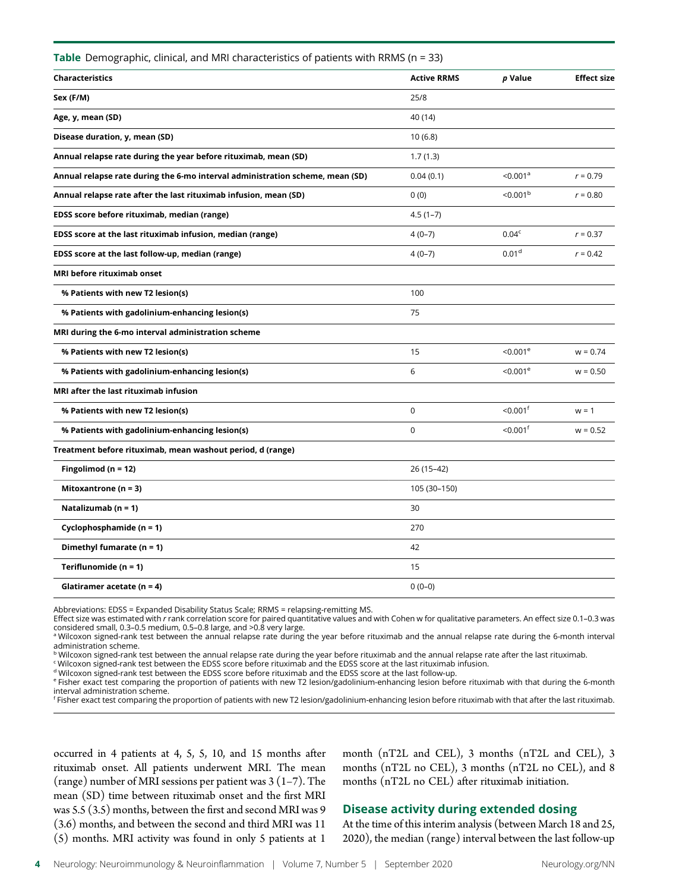**Table** Demographic, clinical, and MRI characteristics of patients with RRMS (n = 33)

| Characteristics | Active RRMS | p Value | Effect size |
|---|---|---|---|
| **Sex (F/M)** | 25/8 | | |
| **Age, y, mean (SD)** | 40 (14) | | |
| **Disease duration, y, mean (SD)** | 10 (6.8) | | |
| **Annual relapse rate during the year before rituximab, mean (SD)** | 1.7 (1.3) | | |
| **Annual relapse rate during the 6-mo interval administration scheme, mean (SD)** | 0.04 (0.1) | <0.001[a] | r = 0.79 |
| **Annual relapse rate after the last rituximab infusion, mean (SD)** | 0 (0) | <0.001[b] | r = 0.80 |
| **EDSS score before rituximab, median (range)** | 4.5 (1–7) | | |
| **EDSS score at the last rituximab infusion, median (range)** | 4 (0–7) | 0.04[c] | r = 0.37 |
| **EDSS score at the last follow-up, median (range)** | 4 (0–7) | 0.01[d] | r = 0.42 |
| **MRI before rituximab onset** | | | |
| **% Patients with new T2 lesion(s)** | 100 | | |
| **% Patients with gadolinium-enhancing lesion(s)** | 75 | | |
| **MRI during the 6-mo interval administration scheme** | | | |
| **% Patients with new T2 lesion(s)** | 15 | <0.001[e] | w = 0.74 |
| **% Patients with gadolinium-enhancing lesion(s)** | 6 | <0.001[e] | w = 0.50 |
| **MRI after the last rituximab infusion** | | | |
| **% Patients with new T2 lesion(s)** | 0 | <0.001[f] | w = 1 |
| **% Patients with gadolinium-enhancing lesion(s)** | 0 | <0.001[f] | w = 0.52 |
| **Treatment before rituximab, mean washout period, d (range)** | | | |
| **Fingolimod (n = 12)** | 26 (15–42) | | |
| **Mitoxantrone (n = 3)** | 105 (30–150) | | |
| **Natalizumab (n = 1)** | 30 | | |
| **Cyclophosphamide (n = 1)** | 270 | | |
| **Dimethyl fumarate (n = 1)** | 42 | | |
| **Teriflunomide (n = 1)** | 15 | | |
| **Glatiramer acetate (n = 4)** | 0 (0–0) | | |

Abbreviations: EDSS = Expanded Disability Status Scale; RRMS = relapsing-remitting MS.
Effect size was estimated with *r* rank correlation score for paired quantitative values and with Cohen w for qualitative parameters. An effect size 0.1–0.3 was considered small, 0.3–0.5 medium, 0.5–0.8 large, and >0.8 very large.
[a] Wilcoxon signed-rank test between the annual relapse rate during the year before rituximab and the annual relapse rate during the 6-month interval administration scheme.
[b] Wilcoxon signed-rank test between the annual relapse rate during the year before rituximab and the annual relapse rate after the last rituximab.
[c] Wilcoxon signed-rank test between the EDSS score before rituximab and the EDSS score at the last rituximab infusion.
[d] Wilcoxon signed-rank test between the EDSS score before rituximab and the EDSS score at the last follow-up.
[e] Fisher exact test comparing the proportion of patients with new T2 lesion/gadolinium-enhancing lesion before rituximab with that during the 6-month interval administration scheme.
[f] Fisher exact test comparing the proportion of patients with new T2 lesion/gadolinium-enhancing lesion before rituximab with that after the last rituximab.

occurred in 4 patients at 4, 5, 5, 10, and 15 months after rituximab onset. All patients underwent MRI. The mean (range) number of MRI sessions per patient was 3 (1–7). The mean (SD) time between rituximab onset and the first MRI was 5.5 (3.5) months, between the first and second MRI was 9 (3.6) months, and between the second and third MRI was 11 (5) months. MRI activity was found in only 5 patients at 1 month (nT2L and CEL), 3 months (nT2L and CEL), 3 months (nT2L no CEL), 3 months (nT2L no CEL), and 8 months (nT2L no CEL) after rituximab initiation.

## Disease activity during extended dosing

At the time of this interim analysis (between March 18 and 25, 2020), the median (range) interval between the last follow-up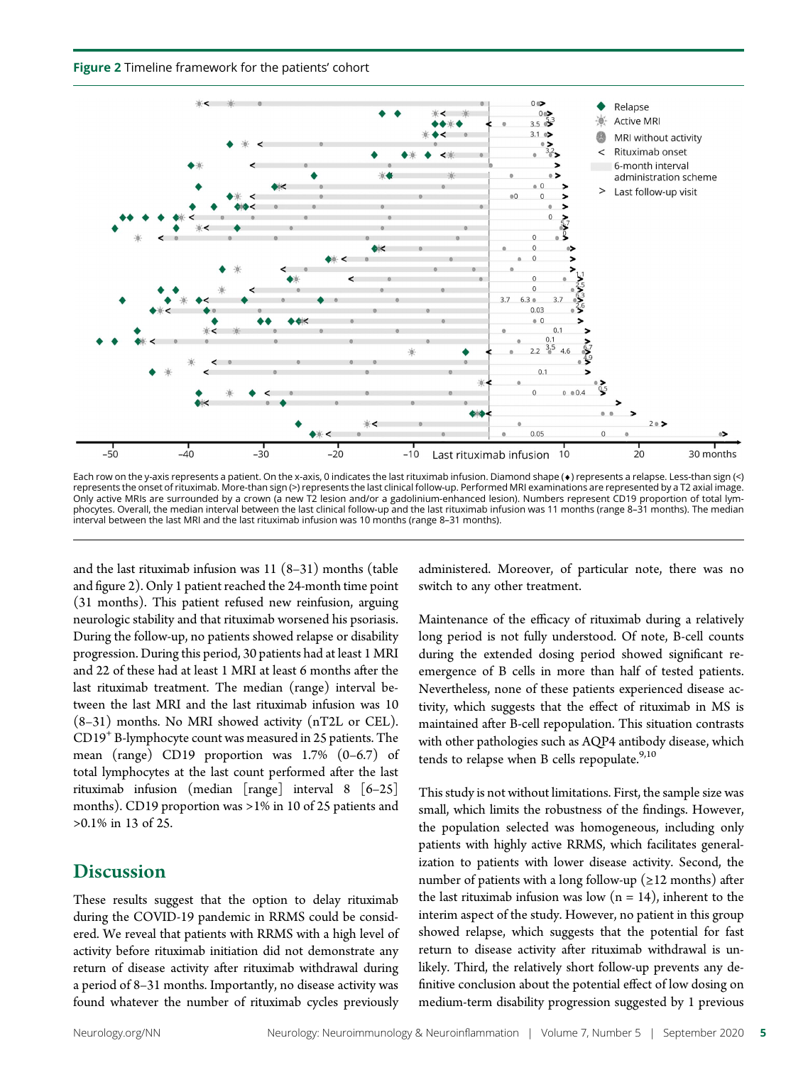**Figure 2** Timeline framework for the patients' cohort

Each row on the y-axis represents a patient. On the x-axis, 0 indicates the last rituximab infusion. Diamond shape (♦) represents a relapse. Less-than sign (<) represents the onset of rituximab. More-than sign (>) represents the last clinical follow-up. Performed MRI examinations are represented by a T2 axial image. Only active MRIs are surrounded by a crown (a new T2 lesion and/or a gadolinium-enhanced lesion). Numbers represent CD19 proportion of total lymphocytes. Overall, the median interval between the last clinical follow-up and the last rituximab infusion was 11 months (range 8–31 months). The median interval between the last MRI and the last rituximab infusion was 10 months (range 8–31 months).

and the last rituximab infusion was 11 (8–31) months (table and figure 2). Only 1 patient reached the 24-month time point (31 months). This patient refused new reinfusion, arguing neurologic stability and that rituximab worsened his psoriasis. During the follow-up, no patients showed relapse or disability progression. During this period, 30 patients had at least 1 MRI and 22 of these had at least 1 MRI at least 6 months after the last rituximab treatment. The median (range) interval between the last MRI and the last rituximab infusion was 10 (8–31) months. No MRI showed activity (nT2L or CEL). $CD19^+$ B-lymphocyte count was measured in 25 patients. The mean (range) CD19 proportion was 1.7% (0–6.7) of total lymphocytes at the last count performed after the last rituximab infusion (median [range] interval 8 [6–25] months). CD19 proportion was >1% in 10 of 25 patients and >0.1% in 13 of 25.

## Discussion

These results suggest that the option to delay rituximab during the COVID-19 pandemic in RRMS could be considered. We reveal that patients with RRMS with a high level of activity before rituximab initiation did not demonstrate any return of disease activity after rituximab withdrawal during a period of 8–31 months. Importantly, no disease activity was found whatever the number of rituximab cycles previously administered. Moreover, of particular note, there was no switch to any other treatment.

Maintenance of the efficacy of rituximab during a relatively long period is not fully understood. Of note, B-cell counts during the extended dosing period showed significant reemergence of B cells in more than half of tested patients. Nevertheless, none of these patients experienced disease activity, which suggests that the effect of rituximab in MS is maintained after B-cell repopulation. This situation contrasts with other pathologies such as AQP4 antibody disease, which tends to relapse when B cells repopulate.[9,10]

This study is not without limitations. First, the sample size was small, which limits the robustness of the findings. However, the population selected was homogeneous, including only patients with highly active RRMS, which facilitates generalization to patients with lower disease activity. Second, the number of patients with a long follow-up (≥12 months) after the last rituximab infusion was low (n = 14), inherent to the interim aspect of the study. However, no patient in this group showed relapse, which suggests that the potential for fast return to disease activity after rituximab withdrawal is unlikely. Third, the relatively short follow-up prevents any definitive conclusion about the potential effect of low dosing on medium-term disability progression suggested by 1 previous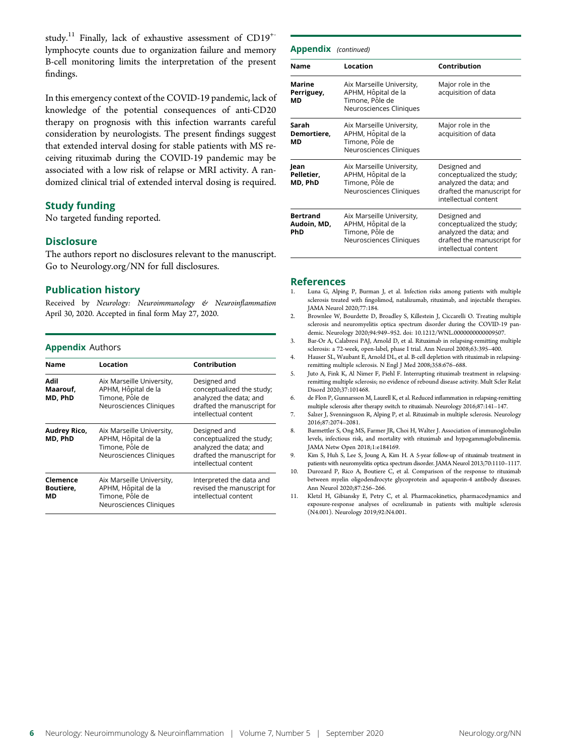study.[11] Finally, lack of exhaustive assessment of $CD19^{+-}$ lymphocyte counts due to organization failure and memory B-cell monitoring limits the interpretation of the present findings.

In this emergency context of the COVID-19 pandemic, lack of knowledge of the potential consequences of anti-CD20 therapy on prognosis with this infection warrants careful consideration by neurologists. The present findings suggest that extended interval dosing for stable patients with MS receiving rituximab during the COVID-19 pandemic may be associated with a low risk of relapse or MRI activity. A randomized clinical trial of extended interval dosing is required.

## Study funding

No targeted funding reported.

## Disclosure

The authors report no disclosures relevant to the manuscript. Go to Neurology.org/NN for full disclosures.

## Publication history

Received by *Neurology: Neuroimmunology & Neuroinflammation* April 30, 2020. Accepted in final form May 27, 2020.

## Appendix Authors

| Name | Location | Contribution |
|---|---|---|
| **Adil Maarouf, MD, PhD** | Aix Marseille University, APHM, Hôpital de la Timone, Pôle de Neurosciences Cliniques | Designed and conceptualized the study; analyzed the data; and drafted the manuscript for intellectual content |
| **Audrey Rico, MD, PhD** | Aix Marseille University, APHM, Hôpital de la Timone, Pôle de Neurosciences Cliniques | Designed and conceptualized the study; analyzed the data; and drafted the manuscript for intellectual content |
| **Clemence Boutiere, MD** | Aix Marseille University, APHM, Hôpital de la Timone, Pôle de Neurosciences Cliniques | Interpreted the data and revised the manuscript for intellectual content |
| **Marine Perriguey, MD** | Aix Marseille University, APHM, Hôpital de la Timone, Pôle de Neurosciences Cliniques | Major role in the acquisition of data |
| **Sarah Demortiere, MD** | Aix Marseille University, APHM, Hôpital de la Timone, Pôle de Neurosciences Cliniques | Major role in the acquisition of data |
| **Jean Pelletier, MD, PhD** | Aix Marseille University, APHM, Hôpital de la Timone, Pôle de Neurosciences Cliniques | Designed and conceptualized the study; analyzed the data; and drafted the manuscript for intellectual content |
| **Bertrand Audoin, MD, PhD** | Aix Marseille University, APHM, Hôpital de la Timone, Pôle de Neurosciences Cliniques | Designed and conceptualized the study; analyzed the data; and drafted the manuscript for intellectual content |

## References

1. Luna G, Alping P, Burman J, et al. Infection risks among patients with multiple sclerosis treated with fingolimod, natalizumab, rituximab, and injectable therapies. JAMA Neurol 2020;77:184.
2. Brownlee W, Bourdette D, Broadley S, Killestein J, Ciccarelli O. Treating multiple sclerosis and neuromyelitis optica spectrum disorder during the COVID-19 pandemic. Neurology 2020;94:949–952. doi: 10.1212/WNL.0000000000009507.
3. Bar-Or A, Calabresi PAJ, Arnold D, et al. Rituximab in relapsing-remitting multiple sclerosis: a 72-week, open-label, phase I trial. Ann Neurol 2008;63:395–400.
4. Hauser SL, Waubant E, Arnold DL, et al. B-cell depletion with rituximab in relapsing-remitting multiple sclerosis. N Engl J Med 2008;358:676–688.
5. Juto A, Fink K, Al Nimer F, Piehl F. Interrupting rituximab treatment in relapsing-remitting multiple sclerosis; no evidence of rebound disease activity. Mult Scler Relat Disord 2020;37:101468.
6. de Flon P, Gunnarsson M, Laurell K, et al. Reduced inflammation in relapsing-remitting multiple sclerosis after therapy switch to rituximab. Neurology 2016;87:141–147.
7. Salzer J, Svenningsson R, Alping P, et al. Rituximab in multiple sclerosis. Neurology 2016;87:2074–2081.
8. Barmettler S, Ong MS, Farmer JR, Choi H, Walter J. Association of immunoglobulin levels, infectious risk, and mortality with rituximab and hypogammaglobulinemia. JAMA Netw Open 2018;1:e184169.
9. Kim S, Huh S, Lee S, Joung A, Kim H. A 5-year follow-up of rituximab treatment in patients with neuromyelitis optica spectrum disorder. JAMA Neurol 2013;70:1110–1117.
10. Durozard P, Rico A, Boutiere C, et al. Comparison of the response to rituximab between myelin oligodendrocyte glycoprotein and aquaporin-4 antibody diseases. Ann Neurol 2020;87:256–266.
11. Kletzl H, Gibiansky E, Petry C, et al. Pharmacokinetics, pharmacodynamics and exposure-response analyses of ocrelizumab in patients with multiple sclerosis (N4.001). Neurology 2019;92:N4.001.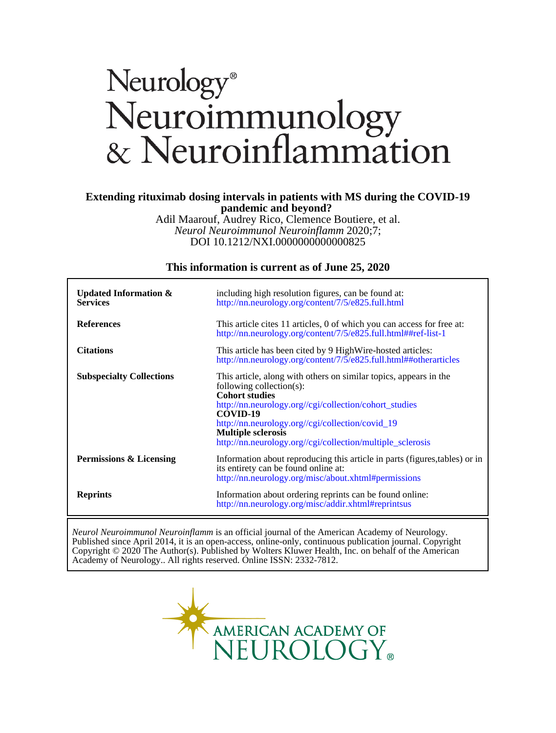# Neurology® Neuroimmunology & Neuroinflammation

**Extending rituximab dosing intervals in patients with MS during the COVID-19 pandemic and beyond?**

Adil Maarouf, Audrey Rico, Clemence Boutiere, et al.

*Neurol Neuroimmunol Neuroinflamm* 2020;7;

DOI 10.1212/NXI.0000000000000825

**This information is current as of June 25, 2020**

| | |
|---|---|
| **Updated Information & Services** | including high resolution figures, can be found at: http://nn.neurology.org/content/7/5/e825.full.html |
| **References** | This article cites 11 articles, 0 of which you can access for free at: http://nn.neurology.org/content/7/5/e825.full.html##ref-list-1 |
| **Citations** | This article has been cited by 9 HighWire-hosted articles: http://nn.neurology.org/content/7/5/e825.full.html##otherarticles |
| **Subspecialty Collections** | This article, along with others on similar topics, appears in the following collection(s): **Cohort studies** http://nn.neurology.org//cgi/collection/cohort_studies **COVID-19** http://nn.neurology.org//cgi/collection/covid_19 **Multiple sclerosis** http://nn.neurology.org//cgi/collection/multiple_sclerosis |
| **Permissions & Licensing** | Information about reproducing this article in parts (figures,tables) or in its entirety can be found online at: http://nn.neurology.org/misc/about.xhtml#permissions |
| **Reprints** | Information about ordering reprints can be found online: http://nn.neurology.org/misc/addir.xhtml#reprintsus |

*Neurol Neuroimmunol Neuroinflamm* is an official journal of the American Academy of Neurology. Published since April 2014, it is an open-access, online-only, continuous publication journal. Copyright Copyright © 2020 The Author(s). Published by Wolters Kluwer Health, Inc. on behalf of the American Academy of Neurology.. All rights reserved. Online ISSN: 2332-7812.

AMERICAN ACADEMY OF NEUROLOGY®